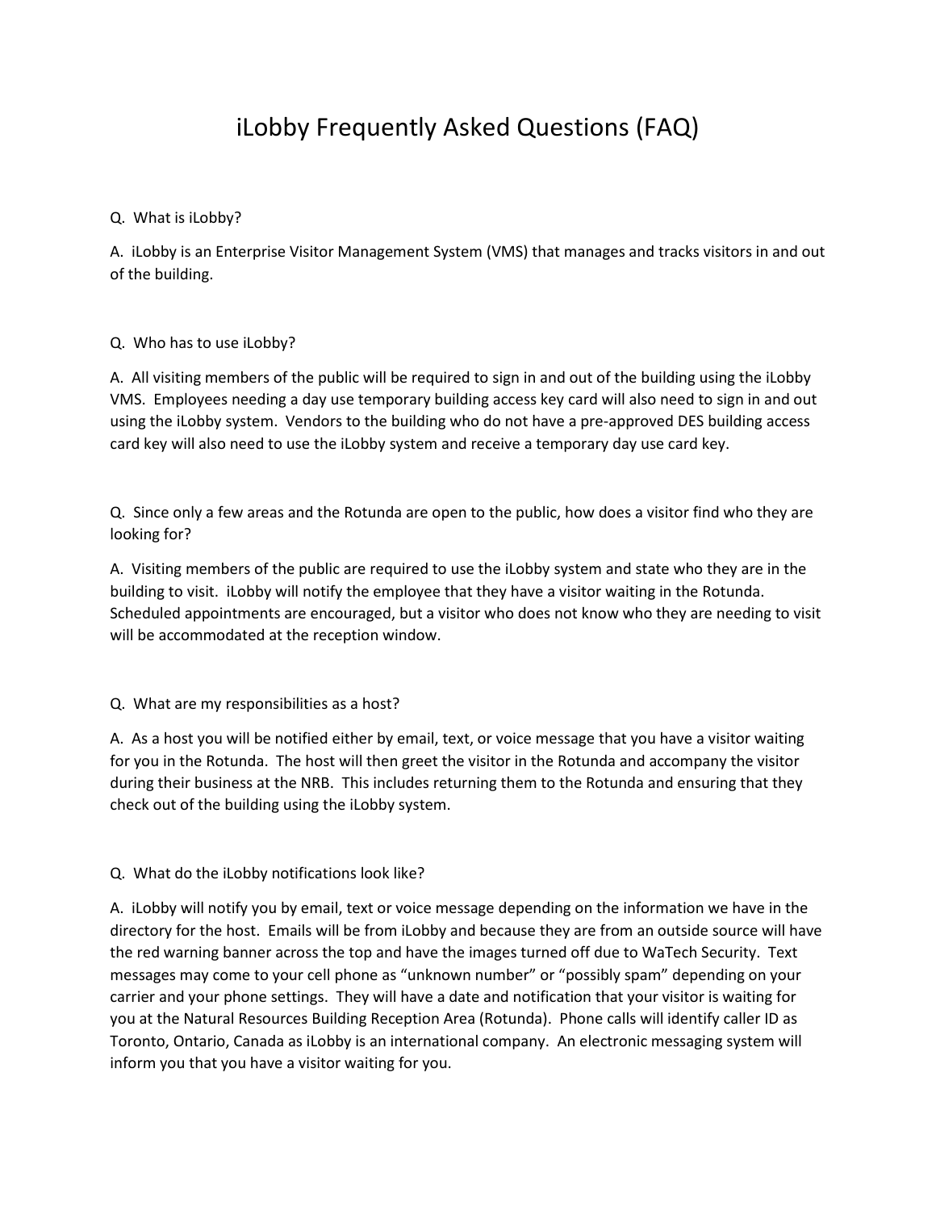# iLobby Frequently Asked Questions (FAQ)

Q. What is iLobby?

A. iLobby is an Enterprise Visitor Management System (VMS) that manages and tracks visitors in and out of the building.

Q. Who has to use iLobby?

A. All visiting members of the public will be required to sign in and out of the building using the iLobby VMS. Employees needing a day use temporary building access key card will also need to sign in and out using the iLobby system. Vendors to the building who do not have a pre-approved DES building access card key will also need to use the iLobby system and receive a temporary day use card key.

Q. Since only a few areas and the Rotunda are open to the public, how does a visitor find who they are looking for?

A. Visiting members of the public are required to use the iLobby system and state who they are in the building to visit. iLobby will notify the employee that they have a visitor waiting in the Rotunda. Scheduled appointments are encouraged, but a visitor who does not know who they are needing to visit will be accommodated at the reception window.

Q. What are my responsibilities as a host?

A. As a host you will be notified either by email, text, or voice message that you have a visitor waiting for you in the Rotunda. The host will then greet the visitor in the Rotunda and accompany the visitor during their business at the NRB. This includes returning them to the Rotunda and ensuring that they check out of the building using the iLobby system.

Q. What do the iLobby notifications look like?

A. iLobby will notify you by email, text or voice message depending on the information we have in the directory for the host. Emails will be from iLobby and because they are from an outside source will have the red warning banner across the top and have the images turned off due to WaTech Security. Text messages may come to your cell phone as "unknown number" or "possibly spam" depending on your carrier and your phone settings. They will have a date and notification that your visitor is waiting for you at the Natural Resources Building Reception Area (Rotunda). Phone calls will identify caller ID as Toronto, Ontario, Canada as iLobby is an international company. An electronic messaging system will inform you that you have a visitor waiting for you.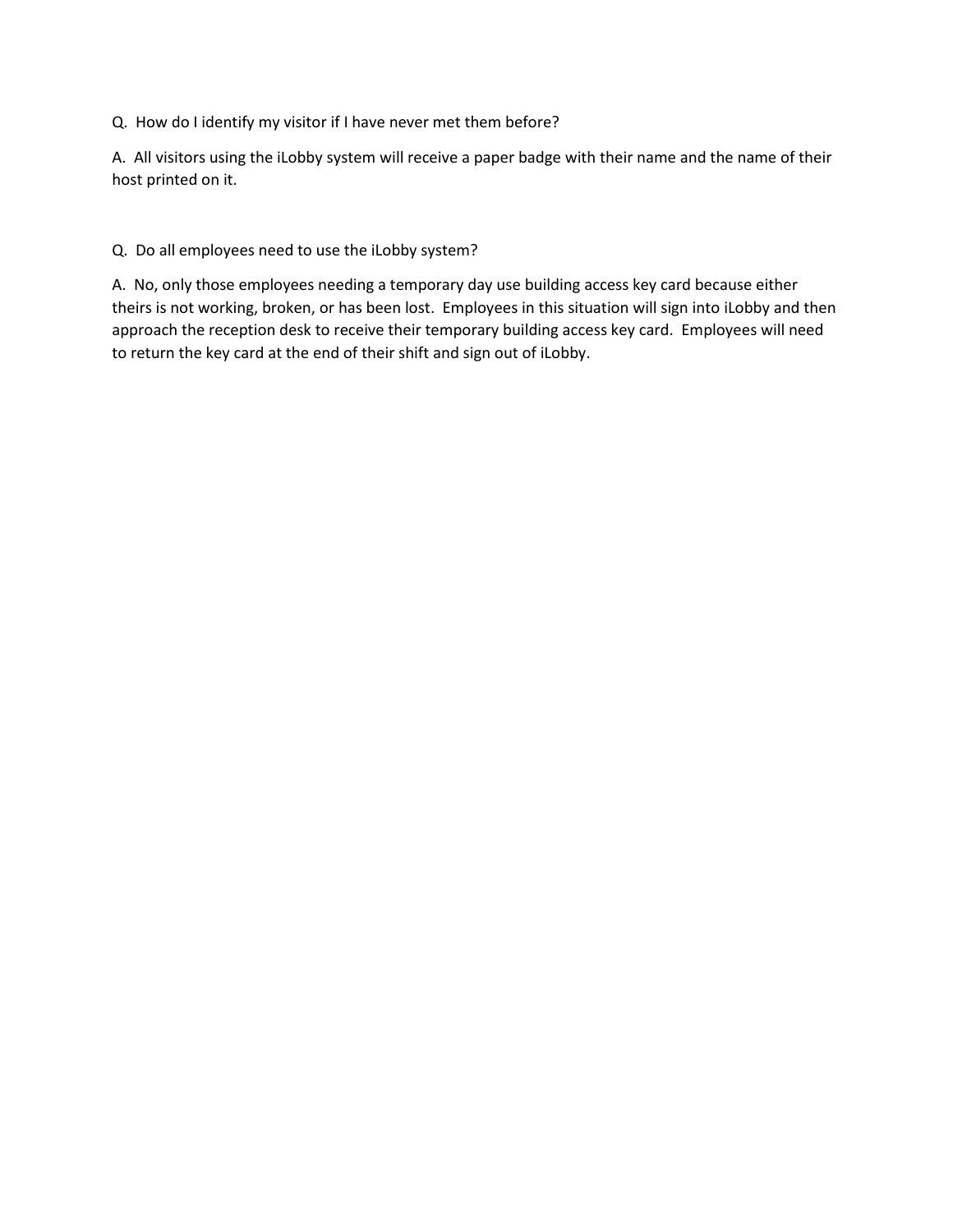Q. How do I identify my visitor if I have never met them before?

A. All visitors using the iLobby system will receive a paper badge with their name and the name of their host printed on it.

Q. Do all employees need to use the iLobby system?

A. No, only those employees needing a temporary day use building access key card because either theirs is not working, broken, or has been lost. Employees in this situation will sign into iLobby and then approach the reception desk to receive their temporary building access key card. Employees will need to return the key card at the end of their shift and sign out of iLobby.